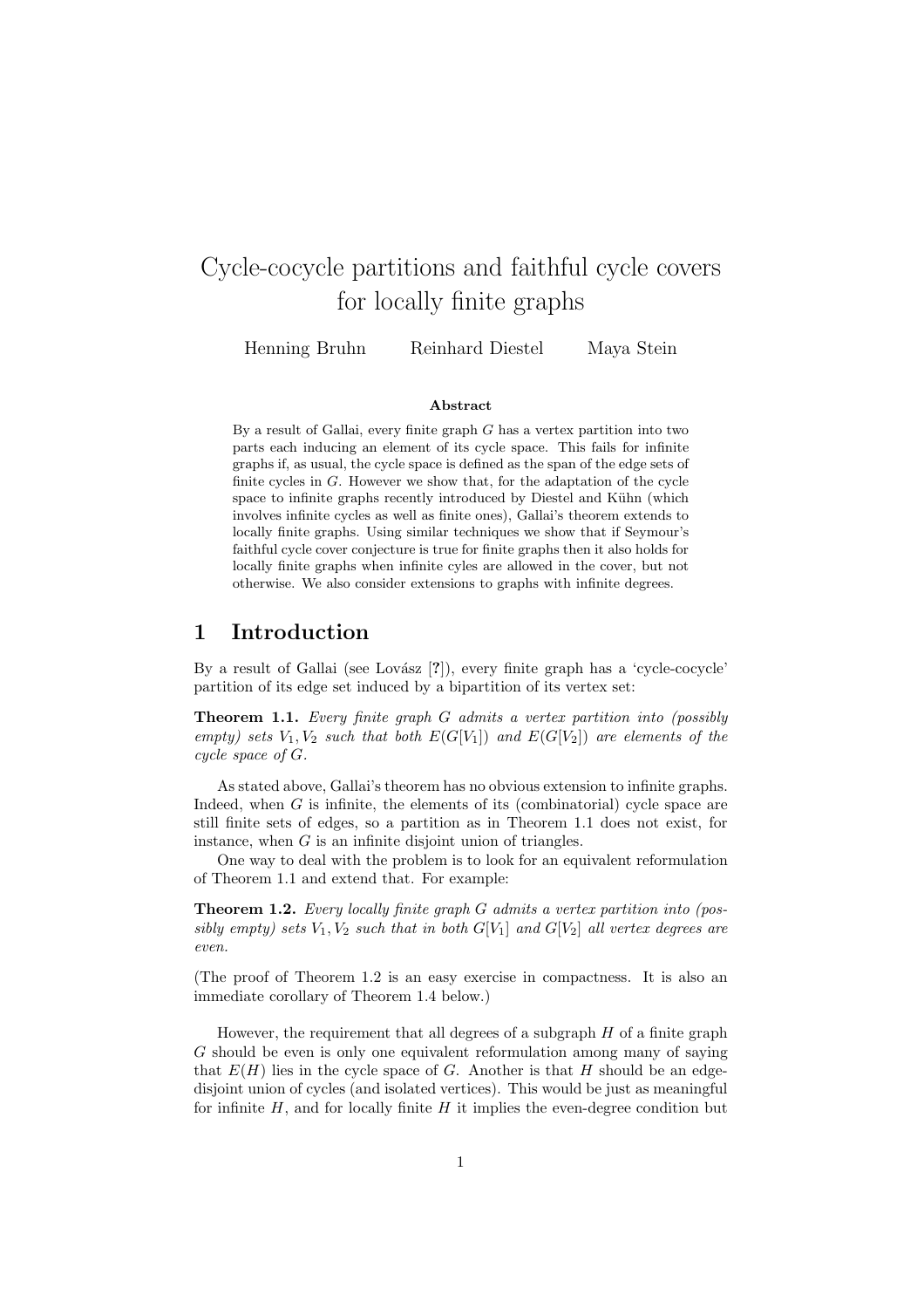# Cycle-cocycle partitions and faithful cycle covers for locally finite graphs

Henning Bruhn Reinhard Diestel Maya Stein

**Abstract**

By a result of Gallai, every finite graph $G$ has a vertex partition into two parts each inducing an element of its cycle space. This fails for infinite graphs if, as usual, the cycle space is defined as the span of the edge sets of finite cycles in $G$. However we show that, for the adaptation of the cycle space to infinite graphs recently introduced by Diestel and Kühn (which involves infinite cycles as well as finite ones), Gallai's theorem extends to locally finite graphs. Using similar techniques we show that if Seymour's faithful cycle cover conjecture is true for finite graphs then it also holds for locally finite graphs when infinite cyles are allowed in the cover, but not otherwise. We also consider extensions to graphs with infinite degrees.

## 1 Introduction

By a result of Gallai (see Lovász [?]), every finite graph has a 'cycle-cocycle' partition of its edge set induced by a bipartition of its vertex set:

**Theorem 1.1.** *Every finite graph $G$ admits a vertex partition into (possibly empty) sets $V_1, V_2$ such that both $E(G[V_1])$ and $E(G[V_2])$ are elements of the cycle space of $G$.*

As stated above, Gallai's theorem has no obvious extension to infinite graphs. Indeed, when $G$ is infinite, the elements of its (combinatorial) cycle space are still finite sets of edges, so a partition as in Theorem 1.1 does not exist, for instance, when $G$ is an infinite disjoint union of triangles.

One way to deal with the problem is to look for an equivalent reformulation of Theorem 1.1 and extend that. For example:

**Theorem 1.2.** *Every locally finite graph $G$ admits a vertex partition into (possibly empty) sets $V_1, V_2$ such that in both $G[V_1]$ and $G[V_2]$ all vertex degrees are even.*

(The proof of Theorem 1.2 is an easy exercise in compactness. It is also an immediate corollary of Theorem 1.4 below.)

However, the requirement that all degrees of a subgraph $H$ of a finite graph $G$ should be even is only one equivalent reformulation among many of saying that $E(H)$ lies in the cycle space of $G$. Another is that $H$ should be an edge-disjoint union of cycles (and isolated vertices). This would be just as meaningful for infinite $H$, and for locally finite $H$ it implies the even-degree condition but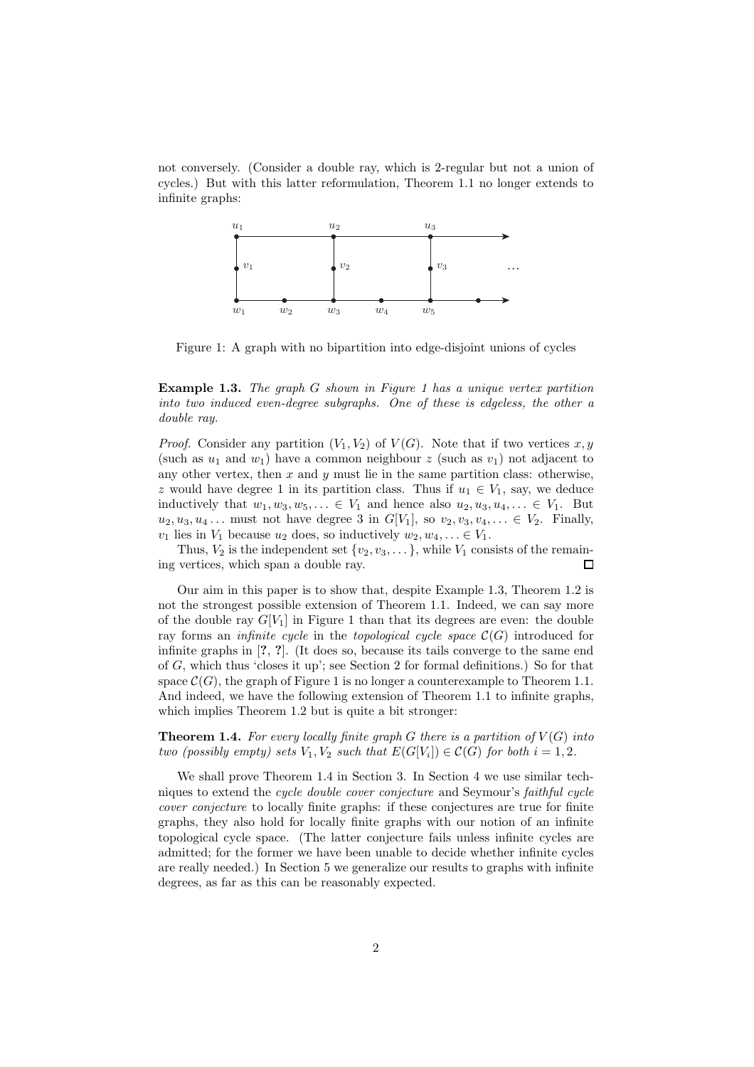not conversely. (Consider a double ray, which is 2-regular but not a union of cycles.) But with this latter reformulation, Theorem 1.1 no longer extends to infinite graphs:

Figure 1: A graph with no bipartition into edge-disjoint unions of cycles

**Example 1.3.** *The graph $G$ shown in Figure 1 has a unique vertex partition into two induced even-degree subgraphs. One of these is edgeless, the other a double ray.*

*Proof.* Consider any partition $(V_1, V_2)$ of $V(G)$. Note that if two vertices $x, y$ (such as $u_1$ and $w_1$) have a common neighbour $z$ (such as $v_1$) not adjacent to any other vertex, then $x$ and $y$ must lie in the same partition class: otherwise, $z$ would have degree 1 in its partition class. Thus if $u_1 \in V_1$, say, we deduce inductively that $w_1, w_3, w_5, \ldots \in V_1$ and hence also $u_2, u_3, u_4, \ldots \in V_1$. But $u_2, u_3, u_4 \ldots$ must not have degree 3 in $G[V_1]$, so $v_2, v_3, v_4, \ldots \in V_2$. Finally, $v_1$ lies in $V_1$ because $u_2$ does, so inductively $w_2, w_4, \ldots \in V_1$.

Thus, $V_2$ is the independent set $\{v_2, v_3, \ldots\}$, while $V_1$ consists of the remaining vertices, which span a double ray. □

Our aim in this paper is to show that, despite Example 1.3, Theorem 1.2 is not the strongest possible extension of Theorem 1.1. Indeed, we can say more of the double ray $G[V_1]$ in Figure 1 than that its degrees are even: the double ray forms an *infinite cycle* in the *topological cycle space* $\mathcal{C}(G)$ introduced for infinite graphs in [?, ?]. (It does so, because its tails converge to the same end of $G$, which thus 'closes it up'; see Section 2 for formal definitions.) So for that space $\mathcal{C}(G)$, the graph of Figure 1 is no longer a counterexample to Theorem 1.1. And indeed, we have the following extension of Theorem 1.1 to infinite graphs, which implies Theorem 1.2 but is quite a bit stronger:

**Theorem 1.4.** *For every locally finite graph $G$ there is a partition of $V(G)$ into two (possibly empty) sets $V_1, V_2$ such that $E(G[V_i]) \in \mathcal{C}(G)$ for both $i = 1, 2$.*

We shall prove Theorem 1.4 in Section 3. In Section 4 we use similar techniques to extend the *cycle double cover conjecture* and Seymour's *faithful cycle cover conjecture* to locally finite graphs: if these conjectures are true for finite graphs, they also hold for locally finite graphs with our notion of an infinite topological cycle space. (The latter conjecture fails unless infinite cycles are admitted; for the former we have been unable to decide whether infinite cycles are really needed.) In Section 5 we generalize our results to graphs with infinite degrees, as far as this can be reasonably expected.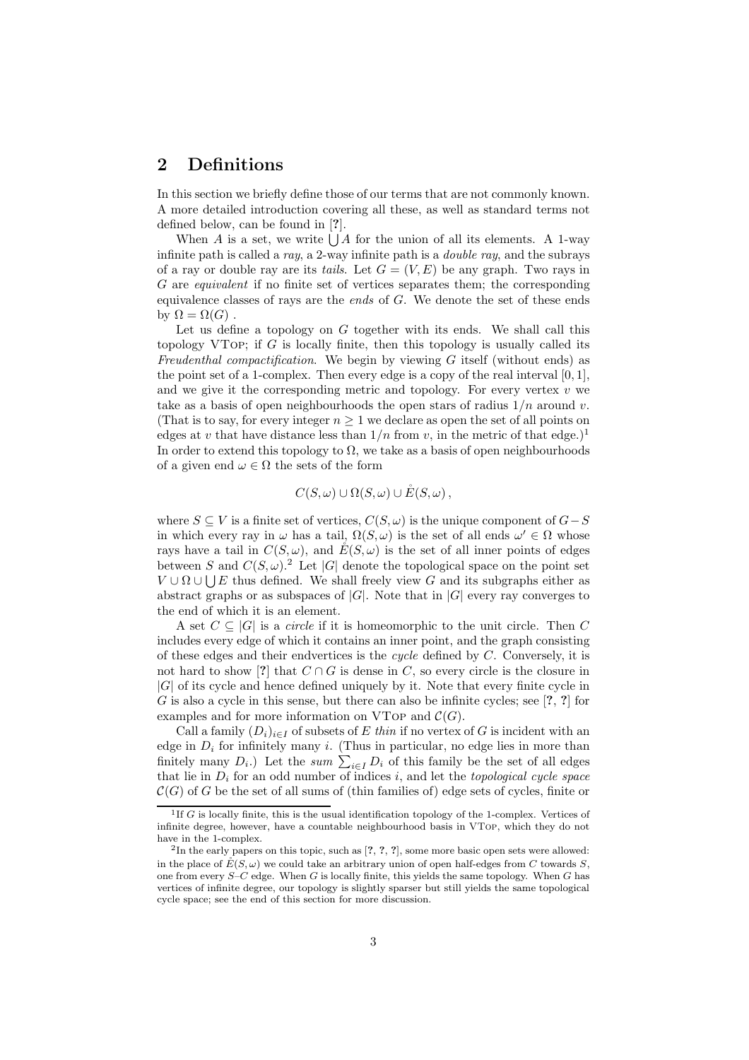## 2 Definitions

In this section we briefly define those of our terms that are not commonly known. A more detailed introduction covering all these, as well as standard terms not defined below, can be found in [?].

When $A$ is a set, we write $\bigcup A$ for the union of all its elements. A 1-way infinite path is called a *ray*, a 2-way infinite path is a *double ray*, and the subrays of a ray or double ray are its *tails*. Let $G = (V, E)$ be any graph. Two rays in $G$ are *equivalent* if no finite set of vertices separates them; the corresponding equivalence classes of rays are the *ends* of $G$. We denote the set of these ends by $\Omega = \Omega(G)$ .

Let us define a topology on $G$ together with its ends. We shall call this topology VTop; if $G$ is locally finite, then this topology is usually called its *Freudenthal compactification*. We begin by viewing $G$ itself (without ends) as the point set of a 1-complex. Then every edge is a copy of the real interval $[0, 1]$, and we give it the corresponding metric and topology. For every vertex $v$ we take as a basis of open neighbourhoods the open stars of radius $1/n$ around $v$. (That is to say, for every integer $n \geq 1$ we declare as open the set of all points on edges at $v$ that have distance less than $1/n$ from $v$, in the metric of that edge.)[1] In order to extend this topology to $\Omega$, we take as a basis of open neighbourhoods of a given end $\omega \in \Omega$ the sets of the form

$$C(S, \omega) \cup \Omega(S, \omega) \cup \mathring{E}(S, \omega)\,,$$

where $S \subseteq V$ is a finite set of vertices, $C(S, \omega)$ is the unique component of $G - S$ in which every ray in $\omega$ has a tail, $\Omega(S, \omega)$ is the set of all ends $\omega' \in \Omega$ whose rays have a tail in $C(S, \omega)$, and $\mathring{E}(S, \omega)$ is the set of all inner points of edges between $S$ and $C(S, \omega)$.[2] Let $|G|$ denote the topological space on the point set $V \cup \Omega \cup \bigcup E$ thus defined. We shall freely view $G$ and its subgraphs either as abstract graphs or as subspaces of $|G|$. Note that in $|G|$ every ray converges to the end of which it is an element.

A set $C \subseteq |G|$ is a *circle* if it is homeomorphic to the unit circle. Then $C$ includes every edge of which it contains an inner point, and the graph consisting of these edges and their endvertices is the *cycle* defined by $C$. Conversely, it is not hard to show [?] that $C \cap G$ is dense in $C$, so every circle is the closure in $|G|$ of its cycle and hence defined uniquely by it. Note that every finite cycle in $G$ is also a cycle in this sense, but there can also be infinite cycles; see [?, ?] for examples and for more information on VTop and $\mathcal{C}(G)$.

Call a family $(D_i)_{i \in I}$ of subsets of $E$ *thin* if no vertex of $G$ is incident with an edge in $D_i$ for infinitely many $i$. (Thus in particular, no edge lies in more than finitely many $D_i$.) Let the *sum* $\sum_{i \in I} D_i$ of this family be the set of all edges that lie in $D_i$ for an odd number of indices $i$, and let the *topological cycle space* $\mathcal{C}(G)$ of $G$ be the set of all sums of (thin families of) edge sets of cycles, finite or

---

[1] If $G$ is locally finite, this is the usual identification topology of the 1-complex. Vertices of infinite degree, however, have a countable neighbourhood basis in VTop, which they do not have in the 1-complex.

[2] In the early papers on this topic, such as [?, ?, ?], some more basic open sets were allowed: in the place of $\mathring{E}(S, \omega)$ we could take an arbitrary union of open half-edges from $C$ towards $S$, one from every $S$–$C$ edge. When $G$ is locally finite, this yields the same topology. When $G$ has vertices of infinite degree, our topology is slightly sparser but still yields the same topological cycle space; see the end of this section for more discussion.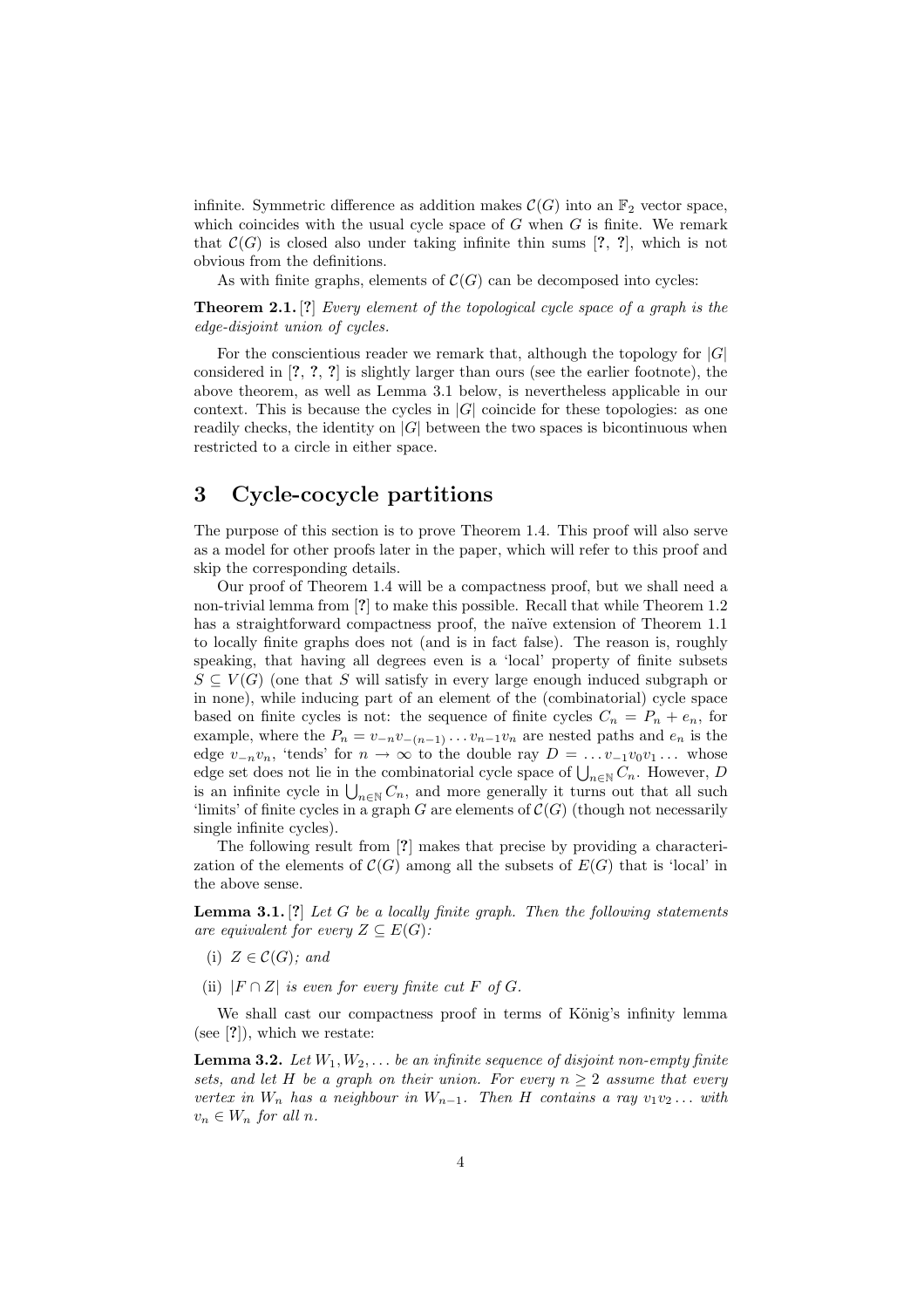infinite. Symmetric difference as addition makes $\mathcal{C}(G)$ into an $\mathbb{F}_2$ vector space, which coincides with the usual cycle space of $G$ when $G$ is finite. We remark that $\mathcal{C}(G)$ is closed also under taking infinite thin sums [**?**, **?**], which is not obvious from the definitions.

As with finite graphs, elements of $\mathcal{C}(G)$ can be decomposed into cycles:

**Theorem 2.1.** [**?**] *Every element of the topological cycle space of a graph is the edge-disjoint union of cycles.*

For the conscientious reader we remark that, although the topology for $|G|$ considered in [**?**, **?**, **?**] is slightly larger than ours (see the earlier footnote), the above theorem, as well as Lemma 3.1 below, is nevertheless applicable in our context. This is because the cycles in $|G|$ coincide for these topologies: as one readily checks, the identity on $|G|$ between the two spaces is bicontinuous when restricted to a circle in either space.

## 3 Cycle-cocycle partitions

The purpose of this section is to prove Theorem 1.4. This proof will also serve as a model for other proofs later in the paper, which will refer to this proof and skip the corresponding details.

Our proof of Theorem 1.4 will be a compactness proof, but we shall need a non-trivial lemma from [**?**] to make this possible. Recall that while Theorem 1.2 has a straightforward compactness proof, the naïve extension of Theorem 1.1 to locally finite graphs does not (and is in fact false). The reason is, roughly speaking, that having all degrees even is a 'local' property of finite subsets $S \subseteq V(G)$ (one that $S$ will satisfy in every large enough induced subgraph or in none), while inducing part of an element of the (combinatorial) cycle space based on finite cycles is not: the sequence of finite cycles $C_n = P_n + e_n$, for example, where the $P_n = v_{-n}v_{-(n-1)} \dots v_{n-1}v_n$ are nested paths and $e_n$ is the edge $v_{-n}v_n$, 'tends' for $n \to \infty$ to the double ray $D = \dots v_{-1}v_0v_1 \dots$ whose edge set does not lie in the combinatorial cycle space of $\bigcup_{n\in\mathbb{N}} C_n$. However, $D$ is an infinite cycle in $\bigcup_{n\in\mathbb{N}} C_n$, and more generally it turns out that all such 'limits' of finite cycles in a graph $G$ are elements of $\mathcal{C}(G)$ (though not necessarily single infinite cycles).

The following result from [**?**] makes that precise by providing a characterization of the elements of $\mathcal{C}(G)$ among all the subsets of $E(G)$ that is 'local' in the above sense.

**Lemma 3.1.** [**?**] *Let $G$ be a locally finite graph. Then the following statements are equivalent for every $Z \subseteq E(G)$:*

(i) *$Z \in \mathcal{C}(G)$; and*

(ii) *$|F \cap Z|$ is even for every finite cut $F$ of $G$.*

We shall cast our compactness proof in terms of König's infinity lemma (see [**?**]), which we restate:

**Lemma 3.2.** *Let $W_1, W_2, \dots$ be an infinite sequence of disjoint non-empty finite sets, and let $H$ be a graph on their union. For every $n \geq 2$ assume that every vertex in $W_n$ has a neighbour in $W_{n-1}$. Then $H$ contains a ray $v_1v_2\dots$ with $v_n \in W_n$ for all $n$.*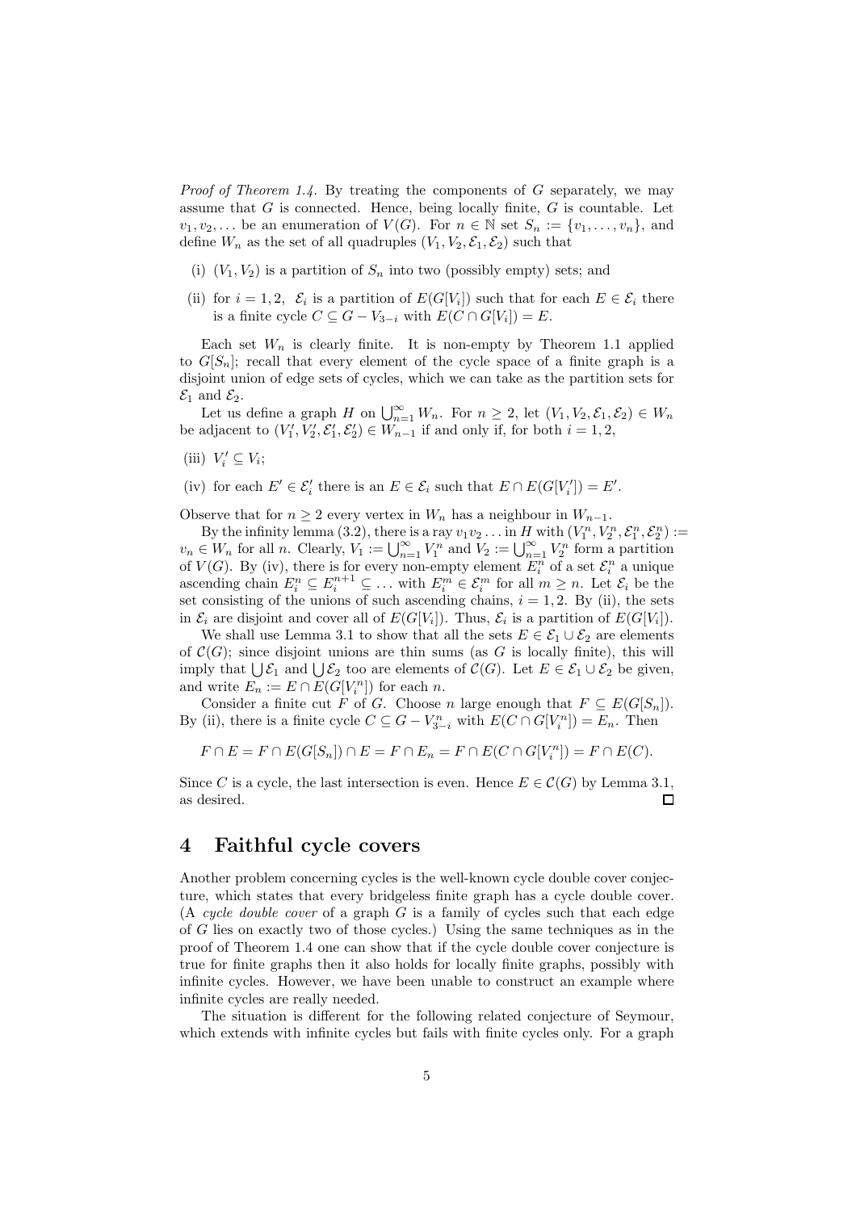*Proof of Theorem 1.4.* By treating the components of $G$ separately, we may assume that $G$ is connected. Hence, being locally finite, $G$ is countable. Let $v_1, v_2, \dots$ be an enumeration of $V(G)$. For $n \in \mathbb{N}$ set $S_n := \{v_1, \dots, v_n\}$, and define $W_n$ as the set of all quadruples $(V_1, V_2, \mathcal{E}_1, \mathcal{E}_2)$ such that

(i) $(V_1, V_2)$ is a partition of $S_n$ into two (possibly empty) sets; and

(ii) for $i = 1, 2$, $\mathcal{E}_i$ is a partition of $E(G[V_i])$ such that for each $E \in \mathcal{E}_i$ there is a finite cycle $C \subseteq G - V_{3-i}$ with $E(C \cap G[V_i]) = E$.

Each set $W_n$ is clearly finite. It is non-empty by Theorem 1.1 applied to $G[S_n]$; recall that every element of the cycle space of a finite graph is a disjoint union of edge sets of cycles, which we can take as the partition sets for $\mathcal{E}_1$ and $\mathcal{E}_2$.

Let us define a graph $H$ on $\bigcup_{n=1}^{\infty} W_n$. For $n \geq 2$, let $(V_1, V_2, \mathcal{E}_1, \mathcal{E}_2) \in W_n$ be adjacent to $(V_1', V_2', \mathcal{E}_1', \mathcal{E}_2') \in W_{n-1}$ if and only if, for both $i = 1, 2$,

(iii) $V_i' \subseteq V_i$;

(iv) for each $E' \in \mathcal{E}_i'$ there is an $E \in \mathcal{E}_i$ such that $E \cap E(G[V_i']) = E'$.

Observe that for $n \geq 2$ every vertex in $W_n$ has a neighbour in $W_{n-1}$.

By the infinity lemma (3.2), there is a ray $v_1 v_2 \dots$ in $H$ with $(V_1^n, V_2^n, \mathcal{E}_1^n, \mathcal{E}_2^n) := v_n \in W_n$ for all $n$. Clearly, $V_1 := \bigcup_{n=1}^{\infty} V_1^n$ and $V_2 := \bigcup_{n=1}^{\infty} V_2^n$ form a partition of $V(G)$. By (iv), there is for every non-empty element $E_i^n$ of a set $\mathcal{E}_i^n$ a unique ascending chain $E_i^n \subseteq E_i^{n+1} \subseteq \dots$ with $E_i^m \in \mathcal{E}_i^m$ for all $m \geq n$. Let $\mathcal{E}_i$ be the set consisting of the unions of such ascending chains, $i = 1, 2$. By (ii), the sets in $\mathcal{E}_i$ are disjoint and cover all of $E(G[V_i])$. Thus, $\mathcal{E}_i$ is a partition of $E(G[V_i])$.

We shall use Lemma 3.1 to show that all the sets $E \in \mathcal{E}_1 \cup \mathcal{E}_2$ are elements of $\mathcal{C}(G)$; since disjoint unions are thin sums (as $G$ is locally finite), this will imply that $\bigcup \mathcal{E}_1$ and $\bigcup \mathcal{E}_2$ too are elements of $\mathcal{C}(G)$. Let $E \in \mathcal{E}_1 \cup \mathcal{E}_2$ be given, and write $E_n := E \cap E(G[V_i^n])$ for each $n$.

Consider a finite cut $F$ of $G$. Choose $n$ large enough that $F \subseteq E(G[S_n])$. By (ii), there is a finite cycle $C \subseteq G - V_{3-i}^n$ with $E(C \cap G[V_i^n]) = E_n$. Then

$$F \cap E = F \cap E(G[S_n]) \cap E = F \cap E_n = F \cap E(C \cap G[V_i^n]) = F \cap E(C).$$

Since $C$ is a cycle, the last intersection is even. Hence $E \in \mathcal{C}(G)$ by Lemma 3.1, as desired. □

# 4 Faithful cycle covers

Another problem concerning cycles is the well-known cycle double cover conjecture, which states that every bridgeless finite graph has a cycle double cover. (A *cycle double cover* of a graph $G$ is a family of cycles such that each edge of $G$ lies on exactly two of those cycles.) Using the same techniques as in the proof of Theorem 1.4 one can show that if the cycle double cover conjecture is true for finite graphs then it also holds for locally finite graphs, possibly with infinite cycles. However, we have been unable to construct an example where infinite cycles are really needed.

The situation is different for the following related conjecture of Seymour, which extends with infinite cycles but fails with finite cycles only. For a graph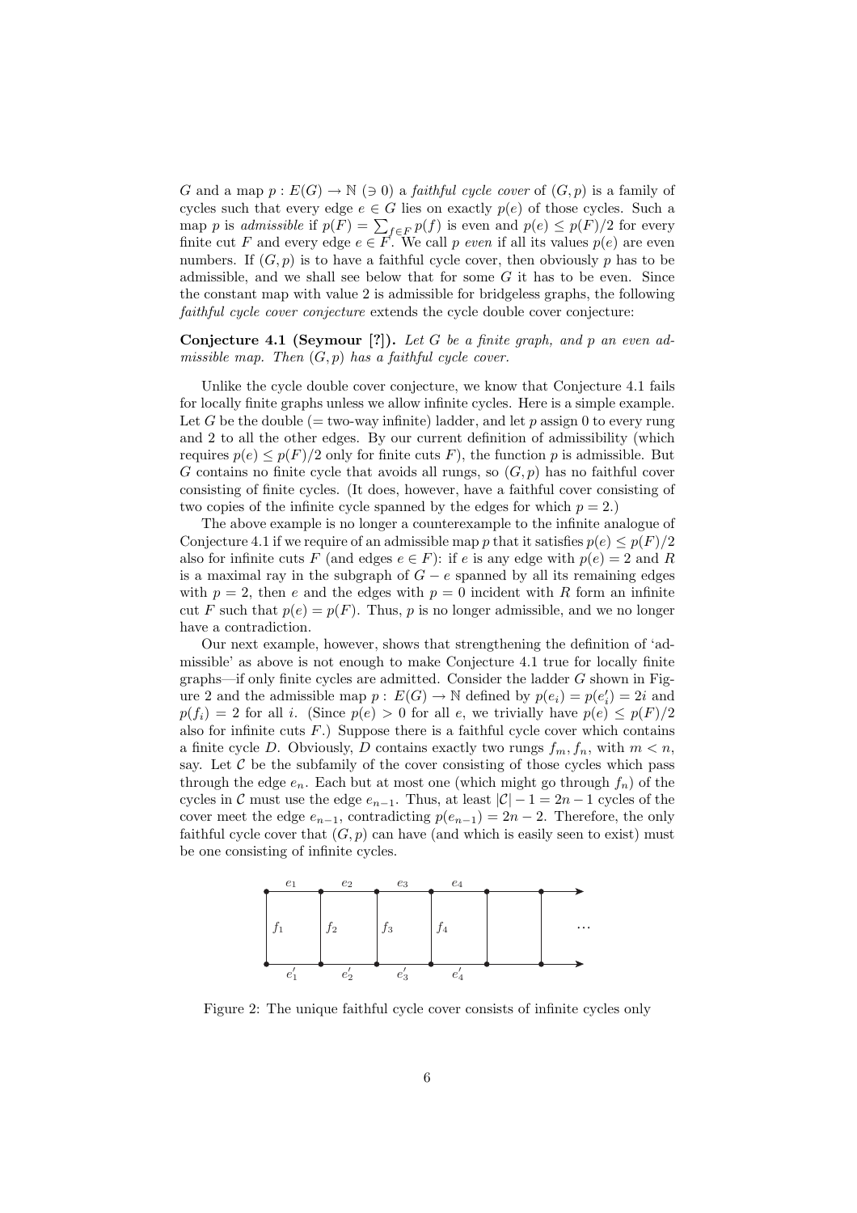$G$ and a map $p : E(G) \to \mathbb{N}$ ($\ni 0$) a *faithful cycle cover* of $(G, p)$ is a family of cycles such that every edge $e \in G$ lies on exactly $p(e)$ of those cycles. Such a map $p$ is *admissible* if $p(F) = \sum_{f \in F} p(f)$ is even and $p(e) \leq p(F)/2$ for every finite cut $F$ and every edge $e \in F$. We call $p$ *even* if all its values $p(e)$ are even numbers. If $(G, p)$ is to have a faithful cycle cover, then obviously $p$ has to be admissible, and we shall see below that for some $G$ it has to be even. Since the constant map with value 2 is admissible for bridgeless graphs, the following *faithful cycle cover conjecture* extends the cycle double cover conjecture:

**Conjecture 4.1 (Seymour [?]).** *Let $G$ be a finite graph, and $p$ an even admissible map. Then $(G, p)$ has a faithful cycle cover.*

Unlike the cycle double cover conjecture, we know that Conjecture 4.1 fails for locally finite graphs unless we allow infinite cycles. Here is a simple example. Let $G$ be the double (= two-way infinite) ladder, and let $p$ assign 0 to every rung and 2 to all the other edges. By our current definition of admissibility (which requires $p(e) \leq p(F)/2$ only for finite cuts $F$), the function $p$ is admissible. But $G$ contains no finite cycle that avoids all rungs, so $(G, p)$ has no faithful cover consisting of finite cycles. (It does, however, have a faithful cover consisting of two copies of the infinite cycle spanned by the edges for which $p = 2$.)

The above example is no longer a counterexample to the infinite analogue of Conjecture 4.1 if we require of an admissible map $p$ that it satisfies $p(e) \leq p(F)/2$ also for infinite cuts $F$ (and edges $e \in F$): if $e$ is any edge with $p(e) = 2$ and $R$ is a maximal ray in the subgraph of $G - e$ spanned by all its remaining edges with $p = 2$, then $e$ and the edges with $p = 0$ incident with $R$ form an infinite cut $F$ such that $p(e) = p(F)$. Thus, $p$ is no longer admissible, and we no longer have a contradiction.

Our next example, however, shows that strengthening the definition of 'admissible' as above is not enough to make Conjecture 4.1 true for locally finite graphs—if only finite cycles are admitted. Consider the ladder $G$ shown in Figure 2 and the admissible map $p : E(G) \to \mathbb{N}$ defined by $p(e_i) = p(e'_i) = 2i$ and $p(f_i) = 2$ for all $i$. (Since $p(e) > 0$ for all $e$, we trivially have $p(e) \leq p(F)/2$ also for infinite cuts $F$.) Suppose there is a faithful cycle cover which contains a finite cycle $D$. Obviously, $D$ contains exactly two rungs $f_m, f_n$, with $m < n$, say. Let $\mathcal{C}$ be the subfamily of the cover consisting of those cycles which pass through the edge $e_n$. Each but at most one (which might go through $f_n$) of the cycles in $\mathcal{C}$ must use the edge $e_{n-1}$. Thus, at least $|\mathcal{C}| - 1 = 2n - 1$ cycles of the cover meet the edge $e_{n-1}$, contradicting $p(e_{n-1}) = 2n - 2$. Therefore, the only faithful cycle cover that $(G, p)$ can have (and which is easily seen to exist) must be one consisting of infinite cycles.

Figure 2: The unique faithful cycle cover consists of infinite cycles only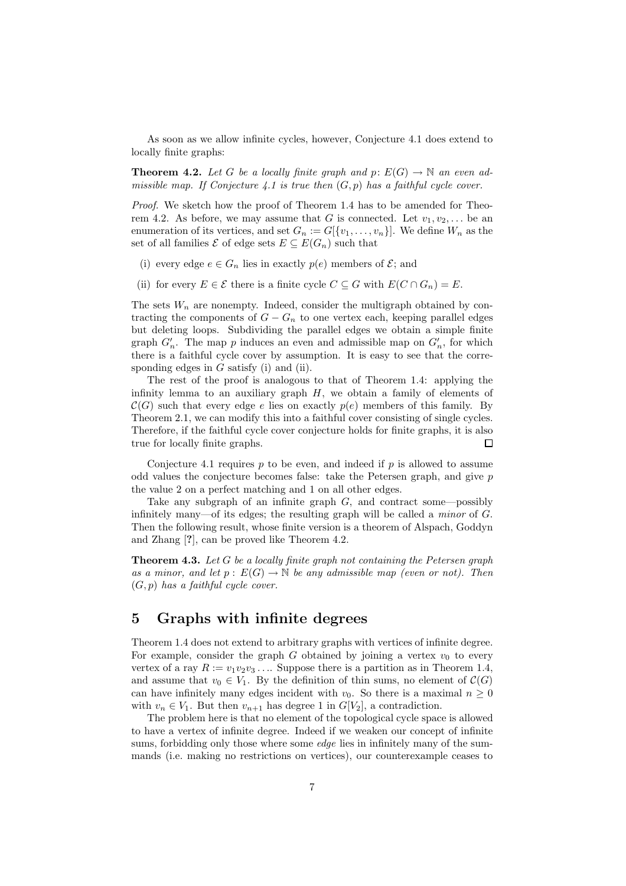As soon as we allow infinite cycles, however, Conjecture 4.1 does extend to locally finite graphs:

**Theorem 4.2.** *Let $G$ be a locally finite graph and $p\colon E(G) \to \mathbb{N}$ an even admissible map. If Conjecture 4.1 is true then $(G, p)$ has a faithful cycle cover.*

*Proof.* We sketch how the proof of Theorem 1.4 has to be amended for Theorem 4.2. As before, we may assume that $G$ is connected. Let $v_1, v_2, \dots$ be an enumeration of its vertices, and set $G_n := G[\{v_1, \dots, v_n\}]$. We define $W_n$ as the set of all families $\mathcal{E}$ of edge sets $E \subseteq E(G_n)$ such that

(i) every edge $e \in G_n$ lies in exactly $p(e)$ members of $\mathcal{E}$; and

(ii) for every $E \in \mathcal{E}$ there is a finite cycle $C \subseteq G$ with $E(C \cap G_n) = E$.

The sets $W_n$ are nonempty. Indeed, consider the multigraph obtained by contracting the components of $G - G_n$ to one vertex each, keeping parallel edges but deleting loops. Subdividing the parallel edges we obtain a simple finite graph $G'_n$. The map $p$ induces an even and admissible map on $G'_n$, for which there is a faithful cycle cover by assumption. It is easy to see that the corresponding edges in $G$ satisfy (i) and (ii).

The rest of the proof is analogous to that of Theorem 1.4: applying the infinity lemma to an auxiliary graph $H$, we obtain a family of elements of $\mathcal{C}(G)$ such that every edge $e$ lies on exactly $p(e)$ members of this family. By Theorem 2.1, we can modify this into a faithful cover consisting of single cycles. Therefore, if the faithful cycle cover conjecture holds for finite graphs, it is also true for locally finite graphs. □

Conjecture 4.1 requires $p$ to be even, and indeed if $p$ is allowed to assume odd values the conjecture becomes false: take the Petersen graph, and give $p$ the value 2 on a perfect matching and 1 on all other edges.

Take any subgraph of an infinite graph $G$, and contract some—possibly infinitely many—of its edges; the resulting graph will be called a *minor* of $G$. Then the following result, whose finite version is a theorem of Alspach, Goddyn and Zhang [?], can be proved like Theorem 4.2.

**Theorem 4.3.** *Let $G$ be a locally finite graph not containing the Petersen graph as a minor, and let $p : E(G) \to \mathbb{N}$ be any admissible map (even or not). Then $(G, p)$ has a faithful cycle cover.*

## 5 Graphs with infinite degrees

Theorem 1.4 does not extend to arbitrary graphs with vertices of infinite degree. For example, consider the graph $G$ obtained by joining a vertex $v_0$ to every vertex of a ray $R := v_1v_2v_3\dots$. Suppose there is a partition as in Theorem 1.4, and assume that $v_0 \in V_1$. By the definition of thin sums, no element of $\mathcal{C}(G)$ can have infinitely many edges incident with $v_0$. So there is a maximal $n \geq 0$ with $v_n \in V_1$. But then $v_{n+1}$ has degree 1 in $G[V_2]$, a contradiction.

The problem here is that no element of the topological cycle space is allowed to have a vertex of infinite degree. Indeed if we weaken our concept of infinite sums, forbidding only those where some *edge* lies in infinitely many of the summands (i.e. making no restrictions on vertices), our counterexample ceases to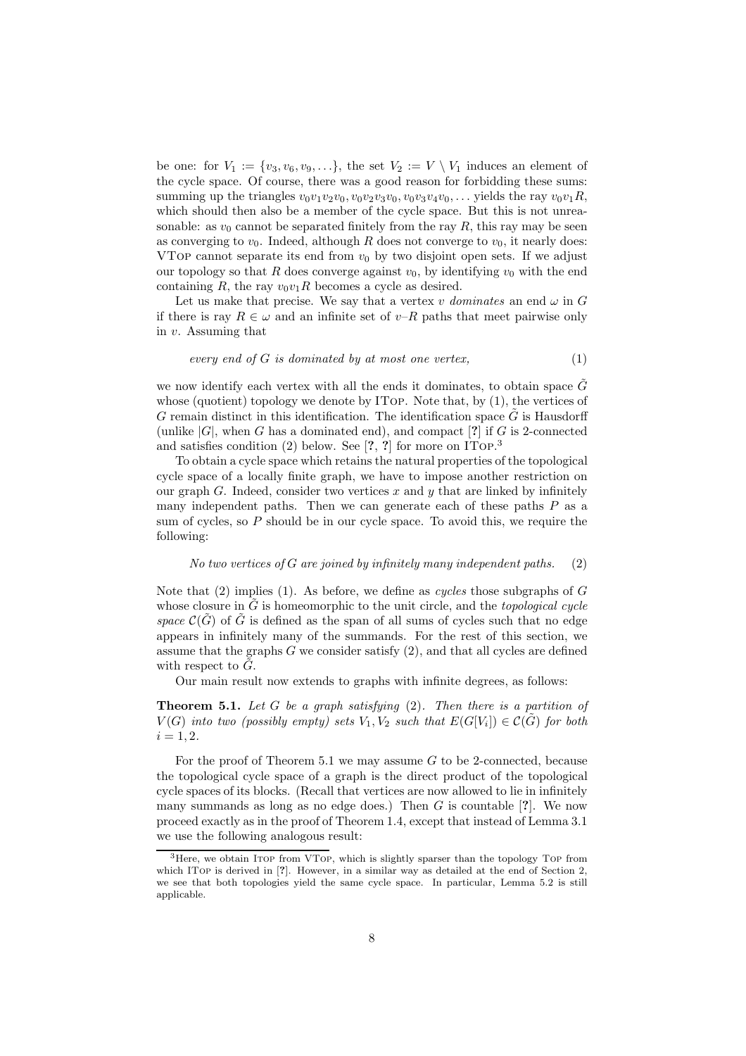be one: for $V_1 := \{v_3, v_6, v_9, \ldots\}$, the set $V_2 := V \setminus V_1$ induces an element of the cycle space. Of course, there was a good reason for forbidding these sums: summing up the triangles $v_0v_1v_2v_0, v_0v_2v_3v_0, v_0v_3v_4v_0, \ldots$ yields the ray $v_0v_1R$, which should then also be a member of the cycle space. But this is not unreasonable: as $v_0$ cannot be separated finitely from the ray $R$, this ray may be seen as converging to $v_0$. Indeed, although $R$ does not converge to $v_0$, it nearly does: VTop cannot separate its end from $v_0$ by two disjoint open sets. If we adjust our topology so that $R$ does converge against $v_0$, by identifying $v_0$ with the end containing $R$, the ray $v_0v_1R$ becomes a cycle as desired.

Let us make that precise. We say that a vertex $v$ *dominates* an end $\omega$ in $G$ if there is ray $R \in \omega$ and an infinite set of $v$–$R$ paths that meet pairwise only in $v$. Assuming that

$$\textit{every end of } G \textit{ is dominated by at most one vertex,} \tag{1}$$

we now identify each vertex with all the ends it dominates, to obtain space $\tilde{G}$ whose (quotient) topology we denote by ITop. Note that, by (1), the vertices of $G$ remain distinct in this identification. The identification space $\tilde{G}$ is Hausdorff (unlike $|G|$, when $G$ has a dominated end), and compact [?] if $G$ is 2-connected and satisfies condition (2) below. See [?, ?] for more on ITop.[3]

To obtain a cycle space which retains the natural properties of the topological cycle space of a locally finite graph, we have to impose another restriction on our graph $G$. Indeed, consider two vertices $x$ and $y$ that are linked by infinitely many independent paths. Then we can generate each of these paths $P$ as a sum of cycles, so $P$ should be in our cycle space. To avoid this, we require the following:

$$\textit{No two vertices of } G \textit{ are joined by infinitely many independent paths.} \tag{2}$$

Note that (2) implies (1). As before, we define as *cycles* those subgraphs of $G$ whose closure in $\tilde{G}$ is homeomorphic to the unit circle, and the *topological cycle space* $\mathcal{C}(\tilde{G})$ of $\tilde{G}$ is defined as the span of all sums of cycles such that no edge appears in infinitely many of the summands. For the rest of this section, we assume that the graphs $G$ we consider satisfy (2), and that all cycles are defined with respect to $\tilde{G}$.

Our main result now extends to graphs with infinite degrees, as follows:

**Theorem 5.1.** *Let $G$ be a graph satisfying* (2)*. Then there is a partition of $V(G)$ into two (possibly empty) sets $V_1, V_2$ such that $E(G[V_i]) \in \mathcal{C}(\tilde{G})$ for both $i = 1, 2$.*

For the proof of Theorem 5.1 we may assume $G$ to be 2-connected, because the topological cycle space of a graph is the direct product of the topological cycle spaces of its blocks. (Recall that vertices are now allowed to lie in infinitely many summands as long as no edge does.) Then $G$ is countable [?]. We now proceed exactly as in the proof of Theorem 1.4, except that instead of Lemma 3.1 we use the following analogous result:

[3] Here, we obtain ITop from VTop, which is slightly sparser than the topology Top from which ITop is derived in [?]. However, in a similar way as detailed at the end of Section 2, we see that both topologies yield the same cycle space. In particular, Lemma 5.2 is still applicable.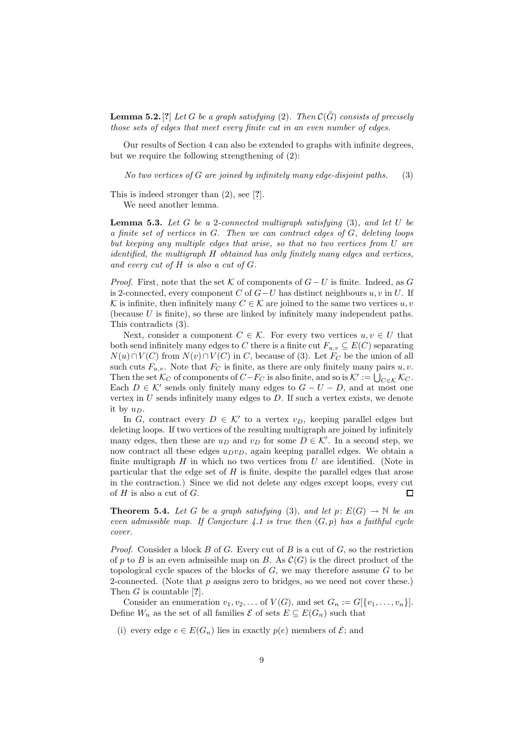**Lemma 5.2.** [?] *Let $G$ be a graph satisfying* (2)*. Then $\mathcal{C}(\tilde{G})$ consists of precisely those sets of edges that meet every finite cut in an even number of edges.*

Our results of Section 4 can also be extended to graphs with infinite degrees, but we require the following strengthening of (2):

$$\textit{No two vertices of } G \textit{ are joined by infinitely many edge-disjoint paths.} \qquad (3)$$

This is indeed stronger than (2), see [?].

We need another lemma.

**Lemma 5.3.** *Let $G$ be a 2-connected multigraph satisfying* (3)*, and let $U$ be a finite set of vertices in $G$. Then we can contract edges of $G$, deleting loops but keeping any multiple edges that arise, so that no two vertices from $U$ are identified, the multigraph $H$ obtained has only finitely many edges and vertices, and every cut of $H$ is also a cut of $G$.*

*Proof.* First, note that the set $\mathcal{K}$ of components of $G-U$ is finite. Indeed, as $G$ is 2-connected, every component $C$ of $G-U$ has distinct neighbours $u, v$ in $U$. If $\mathcal{K}$ is infinite, then infinitely many $C \in \mathcal{K}$ are joined to the same two vertices $u, v$ (because $U$ is finite), so these are linked by infinitely many independent paths. This contradicts (3).

Next, consider a component $C \in \mathcal{K}$. For every two vertices $u, v \in U$ that both send infinitely many edges to $C$ there is a finite cut $F_{u,v} \subseteq E(C)$ separating $N(u) \cap V(C)$ from $N(v) \cap V(C)$ in $C$, because of (3). Let $F_C$ be the union of all such cuts $F_{u,v}$. Note that $F_C$ is finite, as there are only finitely many pairs $u, v$. Then the set $\mathcal{K}_C$ of components of $C - F_C$ is also finite, and so is $\mathcal{K}' := \bigcup_{C \in \mathcal{K}} \mathcal{K}_C$. Each $D \in \mathcal{K}'$ sends only finitely many edges to $G - U - D$, and at most one vertex in $U$ sends infinitely many edges to $D$. If such a vertex exists, we denote it by $u_D$.

In $G$, contract every $D \in \mathcal{K}'$ to a vertex $v_D$, keeping parallel edges but deleting loops. If two vertices of the resulting multigraph are joined by infinitely many edges, then these are $u_D$ and $v_D$ for some $D \in \mathcal{K}'$. In a second step, we now contract all these edges $u_D v_D$, again keeping parallel edges. We obtain a finite multigraph $H$ in which no two vertices from $U$ are identified. (Note in particular that the edge set of $H$ is finite, despite the parallel edges that arose in the contraction.) Since we did not delete any edges except loops, every cut of $H$ is also a cut of $G$. $\square$

**Theorem 5.4.** *Let $G$ be a graph satisfying* (3)*, and let $p \colon E(G) \to \mathbb{N}$ be an even admissible map. If Conjecture 4.1 is true then $(G, p)$ has a faithful cycle cover.*

*Proof.* Consider a block $B$ of $G$. Every cut of $B$ is a cut of $G$, so the restriction of $p$ to $B$ is an even admissible map on $B$. As $\mathcal{C}(G)$ is the direct product of the topological cycle spaces of the blocks of $G$, we may therefore assume $G$ to be 2-connected. (Note that $p$ assigns zero to bridges, so we need not cover these.) Then $G$ is countable [?].

Consider an enumeration $v_1, v_2, \dots$ of $V(G)$, and set $G_n := G[\{v_1, \dots, v_n\}]$. Define $W_n$ as the set of all families $\mathcal{E}$ of sets $E \subseteq E(G_n)$ such that

(i) every edge $e \in E(G_n)$ lies in exactly $p(e)$ members of $\mathcal{E}$; and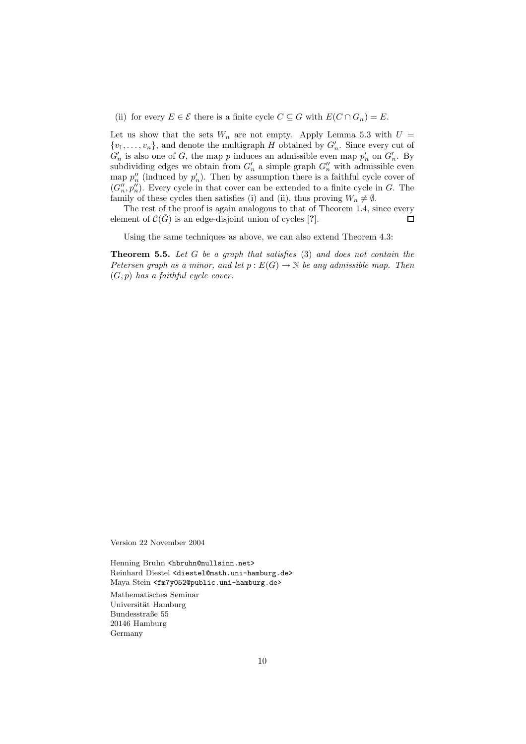(ii) for every $E \in \mathcal{E}$ there is a finite cycle $C \subseteq G$ with $E(C \cap G_n) = E$.

Let us show that the sets $W_n$ are not empty. Apply Lemma 5.3 with $U = \{v_1, \ldots, v_n\}$, and denote the multigraph $H$ obtained by $G'_n$. Since every cut of $G'_n$ is also one of $G$, the map $p$ induces an admissible even map $p'_n$ on $G'_n$. By subdividing edges we obtain from $G'_n$ a simple graph $G''_n$ with admissible even map $p''_n$ (induced by $p'_n$). Then by assumption there is a faithful cycle cover of $(G''_n, p''_n)$. Every cycle in that cover can be extended to a finite cycle in $G$. The family of these cycles then satisfies (i) and (ii), thus proving $W_n \neq \emptyset$.

The rest of the proof is again analogous to that of Theorem 1.4, since every element of $\mathcal{C}(\tilde{G})$ is an edge-disjoint union of cycles [**?**]. □

Using the same techniques as above, we can also extend Theorem 4.3:

**Theorem 5.5.** *Let $G$ be a graph that satisfies* (3) *and does not contain the Petersen graph as a minor, and let $p : E(G) \to \mathbb{N}$ be any admissible map. Then $(G, p)$ has a faithful cycle cover.*

Version 22 November 2004

Henning Bruhn `<hbruhn@nullsinn.net>`
Reinhard Diestel `<diestel@math.uni-hamburg.de>`
Maya Stein `<fm7y052@public.uni-hamburg.de>`

Mathematisches Seminar
Universität Hamburg
Bundesstraße 55
20146 Hamburg
Germany